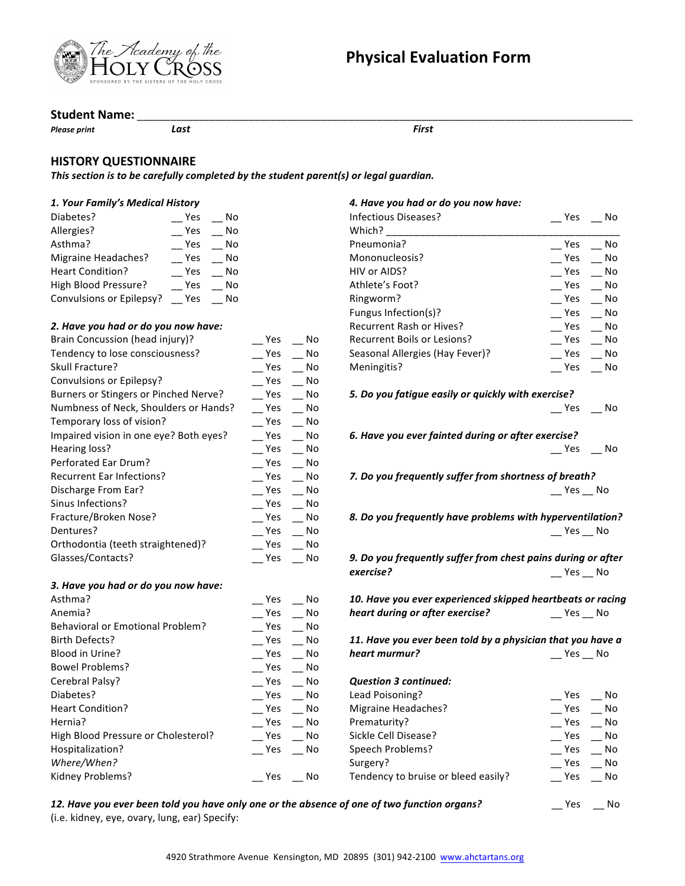The Academy of the Holy Cross
SPONSORED BY THE SISTERS OF THE HOLY CROSS

# Physical Evaluation Form

**Student Name:** ________________________________________________

*Please print* &nbsp;&nbsp;&nbsp; ***Last*** &nbsp;&nbsp;&nbsp; ***First***

## HISTORY QUESTIONNAIRE

***This section is to be carefully completed by the student parent(s) or legal guardian.***

***1. Your Family's Medical History***

Diabetes? __ Yes __ No
Allergies? __ Yes __ No
Asthma? __ Yes __ No
Migraine Headaches? __ Yes __ No
Heart Condition? __ Yes __ No
High Blood Pressure? __ Yes __ No
Convulsions or Epilepsy? __ Yes __ No

***2. Have you had or do you now have:***

Brain Concussion (head injury)? __ Yes __ No
Tendency to lose consciousness? __ Yes __ No
Skull Fracture? __ Yes __ No
Convulsions or Epilepsy? __ Yes __ No
Burners or Stingers or Pinched Nerve? __ Yes __ No
Numbness of Neck, Shoulders or Hands? __ Yes __ No
Temporary loss of vision? __ Yes __ No
Impaired vision in one eye? Both eyes? __ Yes __ No
Hearing loss? __ Yes __ No
Perforated Ear Drum? __ Yes __ No
Recurrent Ear Infections? __ Yes __ No
Discharge From Ear? __ Yes __ No
Sinus Infections? __ Yes __ No
Fracture/Broken Nose? __ Yes __ No
Dentures? __ Yes __ No
Orthodontia (teeth straightened)? __ Yes __ No
Glasses/Contacts? __ Yes __ No

***3. Have you had or do you now have:***

Asthma? __ Yes __ No
Anemia? __ Yes __ No
Behavioral or Emotional Problem? __ Yes __ No
Birth Defects? __ Yes __ No
Blood in Urine? __ Yes __ No
Bowel Problems? __ Yes __ No
Cerebral Palsy? __ Yes __ No
Diabetes? __ Yes __ No
Heart Condition? __ Yes __ No
Hernia? __ Yes __ No
High Blood Pressure or Cholesterol? __ Yes __ No
Hospitalization? __ Yes __ No
*Where/When?*
Kidney Problems? __ Yes __ No

***4. Have you had or do you now have:***

Infectious Diseases? __ Yes __ No
Which? ________________________________
Pneumonia? __ Yes __ No
Mononucleosis? __ Yes __ No
HIV or AIDS? __ Yes __ No
Athlete's Foot? __ Yes __ No
Ringworm? __ Yes __ No
Fungus Infection(s)? __ Yes __ No
Recurrent Rash or Hives? __ Yes __ No
Recurrent Boils or Lesions? __ Yes __ No
Seasonal Allergies (Hay Fever)? __ Yes __ No
Meningitis? __ Yes __ No

***5. Do you fatigue easily or quickly with exercise?*** __ Yes __ No

***6. Have you ever fainted during or after exercise?*** __ Yes __ No

***7. Do you frequently suffer from shortness of breath?*** __ Yes __ No

***8. Do you frequently have problems with hyperventilation?*** __ Yes __ No

***9. Do you frequently suffer from chest pains during or after exercise?*** __ Yes __ No

***10. Have you ever experienced skipped heartbeats or racing heart during or after exercise?*** __ Yes __ No

***11. Have you ever been told by a physician that you have a heart murmur?*** __ Yes __ No

***Question 3 continued:***

Lead Poisoning? __ Yes __ No
Migraine Headaches? __ Yes __ No
Prematurity? __ Yes __ No
Sickle Cell Disease? __ Yes __ No
Speech Problems? __ Yes __ No
Surgery? __ Yes __ No
Tendency to bruise or bleed easily? __ Yes __ No

***12. Have you ever been told you have only one or the absence of one of two function organs?*** __ Yes __ No
(i.e. kidney, eye, ovary, lung, ear) Specify:

4920 Strathmore Avenue Kensington, MD 20895 (301) 942-2100 www.ahctartans.org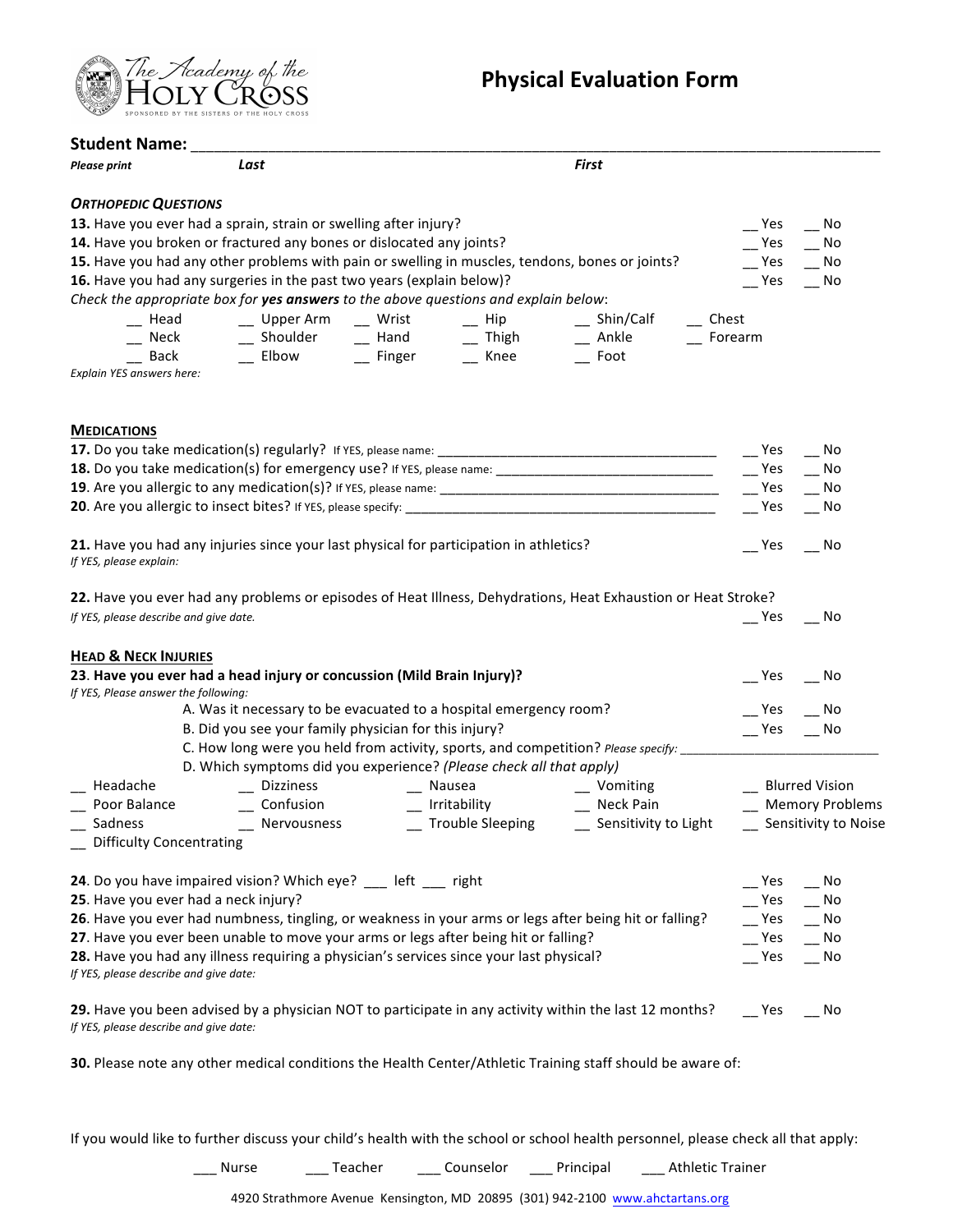The Academy of the Holy Cross
SPONSORED BY THE SISTERS OF THE HOLY CROSS

# Physical Evaluation Form

**Student Name:** ___________________________________________________________________________

*Please print* **_Last_** **_First_**

### *ORTHOPEDIC QUESTIONS*

**13.** Have you ever had a sprain, strain or swelling after injury? __ Yes __ No

**14.** Have you broken or fractured any bones or dislocated any joints? __ Yes __ No

**15.** Have you had any other problems with pain or swelling in muscles, tendons, bones or joints? __ Yes __ No

**16.** Have you had any surgeries in the past two years (explain below)? __ Yes __ No

*Check the appropriate box for **yes answers** to the above questions and explain below*:

| | | | | | |
|---|---|---|---|---|---|
| __ Head | __ Upper Arm | __ Wrist | __ Hip | __ Shin/Calf | __ Chest |
| __ Neck | __ Shoulder | __ Hand | __ Thigh | __ Ankle | __ Forearm |
| __ Back | __ Elbow | __ Finger | __ Knee | __ Foot | |

*Explain YES answers here:*

### **MEDICATIONS**

**17.** Do you take medication(s) regularly? If YES, please name: ____________________________________ __ Yes __ No

**18.** Do you take medication(s) for emergency use? If YES, please name: ___________________________ __ Yes __ No

**19**. Are you allergic to any medication(s)? If YES, please name: ___________________________________ __ Yes __ No

**20**. Are you allergic to insect bites? If YES, please specify: ________________________________________ __ Yes __ No

**21.** Have you had any injuries since your last physical for participation in athletics? __ Yes __ No
*If YES, please explain:*

**22.** Have you ever had any problems or episodes of Heat Illness, Dehydrations, Heat Exhaustion or Heat Stroke?
*If YES, please describe and give date.* __ Yes __ No

### **HEAD & NECK INJURIES**

**23. Have you ever had a head injury or concussion (Mild Brain Injury)?** __ Yes __ No
*If YES, Please answer the following:*

A. Was it necessary to be evacuated to a hospital emergency room? __ Yes __ No

B. Did you see your family physician for this injury? __ Yes __ No

C. How long were you held from activity, sports, and competition? *Please specify:* ___________________________

D. Which symptoms did you experience? *(Please check all that apply)*

| | | | | |
|---|---|---|---|---|
| __ Headache | __ Dizziness | __ Nausea | __ Vomiting | __ Blurred Vision |
| __ Poor Balance | __ Confusion | __ Irritability | __ Neck Pain | __ Memory Problems |
| __ Sadness | __ Nervousness | __ Trouble Sleeping | __ Sensitivity to Light | __ Sensitivity to Noise |
| __ Difficulty Concentrating | | | | |

**24**. Do you have impaired vision? Which eye? ___ left ___ right __ Yes __ No

**25**. Have you ever had a neck injury? __ Yes __ No

**26**. Have you ever had numbness, tingling, or weakness in your arms or legs after being hit or falling? __ Yes __ No

**27**. Have you ever been unable to move your arms or legs after being hit or falling? __ Yes __ No

**28.** Have you had any illness requiring a physician's services since your last physical? __ Yes __ No
*If YES, please describe and give date:*

**29.** Have you been advised by a physician NOT to participate in any activity within the last 12 months? __ Yes __ No
*If YES, please describe and give date:*

**30.** Please note any other medical conditions the Health Center/Athletic Training staff should be aware of:

If you would like to further discuss your child's health with the school or school health personnel, please check all that apply:

___ Nurse ___ Teacher ___ Counselor ___ Principal ___ Athletic Trainer

4920 Strathmore Avenue Kensington, MD 20895 (301) 942-2100 www.ahctartans.org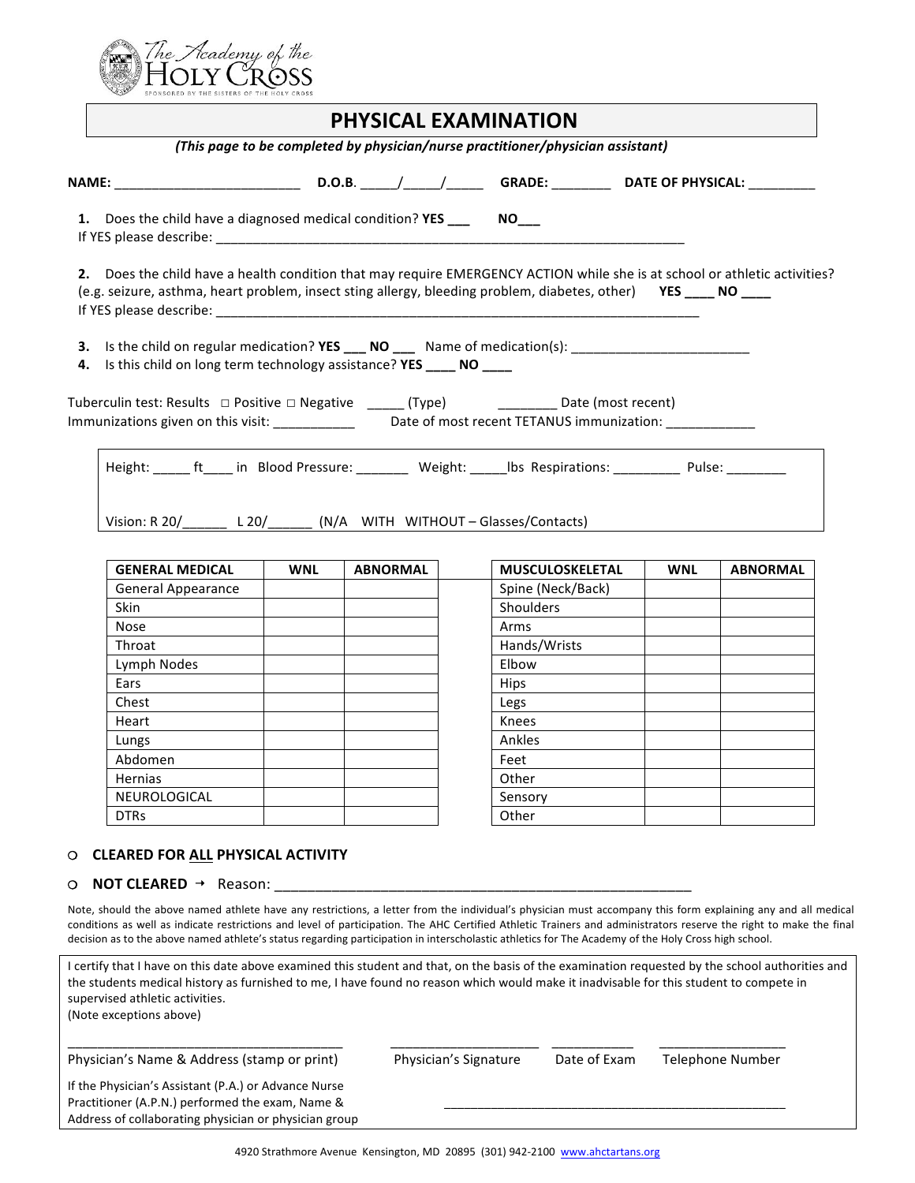The Academy of the HOLY CROSS
SPONSORED BY THE SISTERS OF THE HOLY CROSS

# PHYSICAL EXAMINATION

*(This page to be completed by physician/nurse practitioner/physician assistant)*

**NAME:** _________________________ **D.O.B.** _____/_____/_____ **GRADE:** ________ **DATE OF PHYSICAL:** _________

1. Does the child have a diagnosed medical condition? **YES** ___ **NO**___
   If YES please describe: ______________________________________________________________

2. Does the child have a health condition that may require EMERGENCY ACTION while she is at school or athletic activities? (e.g. seizure, asthma, heart problem, insect sting allergy, bleeding problem, diabetes, other) **YES** ____ **NO** ____
   If YES please describe: ______________________________________________________________

3. Is the child on regular medication? **YES** ___ **NO** ___ Name of medication(s): ________________________
4. Is this child on long term technology assistance? **YES** ____ **NO** ____

Tuberculin test: Results □ Positive □ Negative _____ (Type) ________ Date (most recent)
Immunizations given on this visit: ___________ Date of most recent TETANUS immunization: ____________

Height: _____ ft____ in Blood Pressure: _______ Weight: _____lbs Respirations: _________ Pulse: ________

Vision: R 20/______ L 20/______ (N/A WITH WITHOUT – Glasses/Contacts)

| GENERAL MEDICAL | WNL | ABNORMAL |
|---|---|---|
| General Appearance | | |
| Skin | | |
| Nose | | |
| Throat | | |
| Lymph Nodes | | |
| Ears | | |
| Chest | | |
| Heart | | |
| Lungs | | |
| Abdomen | | |
| Hernias | | |
| NEUROLOGICAL | | |
| DTRs | | |

| MUSCULOSKELETAL | WNL | ABNORMAL |
|---|---|---|
| Spine (Neck/Back) | | |
| Shoulders | | |
| Arms | | |
| Hands/Wrists | | |
| Elbow | | |
| Hips | | |
| Legs | | |
| Knees | | |
| Ankles | | |
| Feet | | |
| Other | | |
| Sensory | | |
| Other | | |

○ **CLEARED FOR ALL PHYSICAL ACTIVITY**

○ **NOT CLEARED** → Reason: ________________________________________________________

Note, should the above named athlete have any restrictions, a letter from the individual's physician must accompany this form explaining any and all medical conditions as well as indicate restrictions and level of participation. The AHC Certified Athletic Trainers and administrators reserve the right to make the final decision as to the above named athlete's status regarding participation in interscholastic athletics for The Academy of the Holy Cross high school.

I certify that I have on this date above examined this student and that, on the basis of the examination requested by the school authorities and the students medical history as furnished to me, I have found no reason which would make it inadvisable for this student to compete in supervised athletic activities.
(Note exceptions above)

______________________________________ ____________________ ___________ _________________
Physician's Name & Address (stamp or print) Physician's Signature Date of Exam Telephone Number

If the Physician's Assistant (P.A.) or Advance Nurse Practitioner (A.P.N.) performed the exam, Name & Address of collaborating physician or physician group ______________________________________________

4920 Strathmore Avenue Kensington, MD 20895 (301) 942-2100 www.ahctartans.org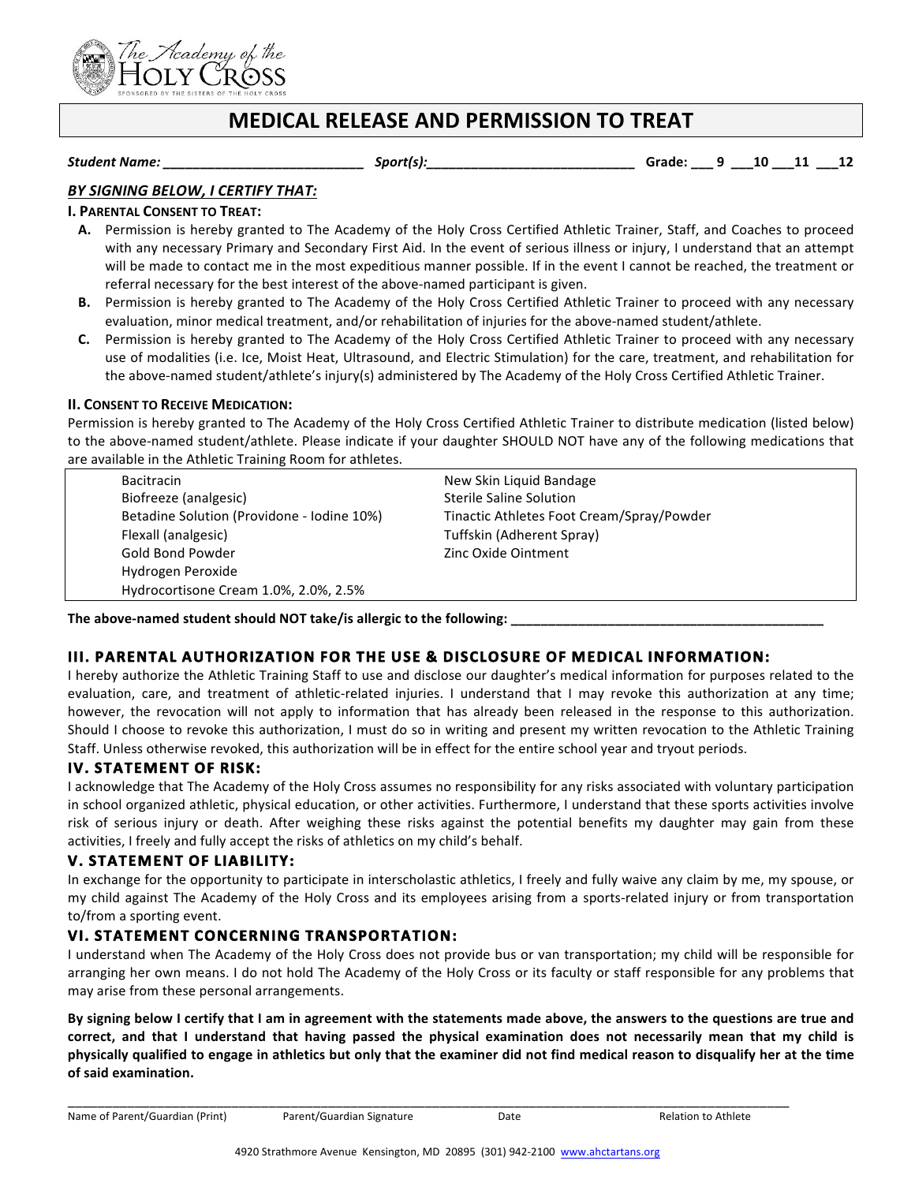The Academy of the Holy Cross
SPONSORED BY THE SISTERS OF THE HOLY CROSS

# MEDICAL RELEASE AND PERMISSION TO TREAT

***Student Name:* ___________________________ *Sport(s):*____________________________ Grade: ___ 9 ___10 ___11 ___12**

***BY SIGNING BELOW, I CERTIFY THAT:***

**I. PARENTAL CONSENT TO TREAT:**

**A.** Permission is hereby granted to The Academy of the Holy Cross Certified Athletic Trainer, Staff, and Coaches to proceed with any necessary Primary and Secondary First Aid. In the event of serious illness or injury, I understand that an attempt will be made to contact me in the most expeditious manner possible. If in the event I cannot be reached, the treatment or referral necessary for the best interest of the above-named participant is given.

**B.** Permission is hereby granted to The Academy of the Holy Cross Certified Athletic Trainer to proceed with any necessary evaluation, minor medical treatment, and/or rehabilitation of injuries for the above-named student/athlete.

**C.** Permission is hereby granted to The Academy of the Holy Cross Certified Athletic Trainer to proceed with any necessary use of modalities (i.e. Ice, Moist Heat, Ultrasound, and Electric Stimulation) for the care, treatment, and rehabilitation for the above-named student/athlete's injury(s) administered by The Academy of the Holy Cross Certified Athletic Trainer.

**II. CONSENT TO RECEIVE MEDICATION:**

Permission is hereby granted to The Academy of the Holy Cross Certified Athletic Trainer to distribute medication (listed below) to the above-named student/athlete. Please indicate if your daughter SHOULD NOT have any of the following medications that are available in the Athletic Training Room for athletes.

| | |
|---|---|
| Bacitracin | New Skin Liquid Bandage |
| Biofreeze (analgesic) | Sterile Saline Solution |
| Betadine Solution (Providone - Iodine 10%) | Tinactic Athletes Foot Cream/Spray/Powder |
| Flexall (analgesic) | Tuffskin (Adherent Spray) |
| Gold Bond Powder | Zinc Oxide Ointment |
| Hydrogen Peroxide | |
| Hydrocortisone Cream 1.0%, 2.0%, 2.5% | |

**The above-named student should NOT take/is allergic to the following: ___________________________________________**

## III. PARENTAL AUTHORIZATION FOR THE USE & DISCLOSURE OF MEDICAL INFORMATION:

I hereby authorize the Athletic Training Staff to use and disclose our daughter's medical information for purposes related to the evaluation, care, and treatment of athletic-related injuries. I understand that I may revoke this authorization at any time; however, the revocation will not apply to information that has already been released in the response to this authorization. Should I choose to revoke this authorization, I must do so in writing and present my written revocation to the Athletic Training Staff. Unless otherwise revoked, this authorization will be in effect for the entire school year and tryout periods.

## IV. STATEMENT OF RISK:

I acknowledge that The Academy of the Holy Cross assumes no responsibility for any risks associated with voluntary participation in school organized athletic, physical education, or other activities. Furthermore, I understand that these sports activities involve risk of serious injury or death. After weighing these risks against the potential benefits my daughter may gain from these activities, I freely and fully accept the risks of athletics on my child's behalf.

## V. STATEMENT OF LIABILITY:

In exchange for the opportunity to participate in interscholastic athletics, I freely and fully waive any claim by me, my spouse, or my child against The Academy of the Holy Cross and its employees arising from a sports-related injury or from transportation to/from a sporting event.

## VI. STATEMENT CONCERNING TRANSPORTATION:

I understand when The Academy of the Holy Cross does not provide bus or van transportation; my child will be responsible for arranging her own means. I do not hold The Academy of the Holy Cross or its faculty or staff responsible for any problems that may arise from these personal arrangements.

**By signing below I certify that I am in agreement with the statements made above, the answers to the questions are true and correct, and that I understand that having passed the physical examination does not necessarily mean that my child is physically qualified to engage in athletics but only that the examiner did not find medical reason to disqualify her at the time of said examination.**

_____________________________________________________________________________________________

Name of Parent/Guardian (Print) | Parent/Guardian Signature | Date | Relation to Athlete

4920 Strathmore Avenue Kensington, MD 20895 (301) 942-2100 www.ahctartans.org